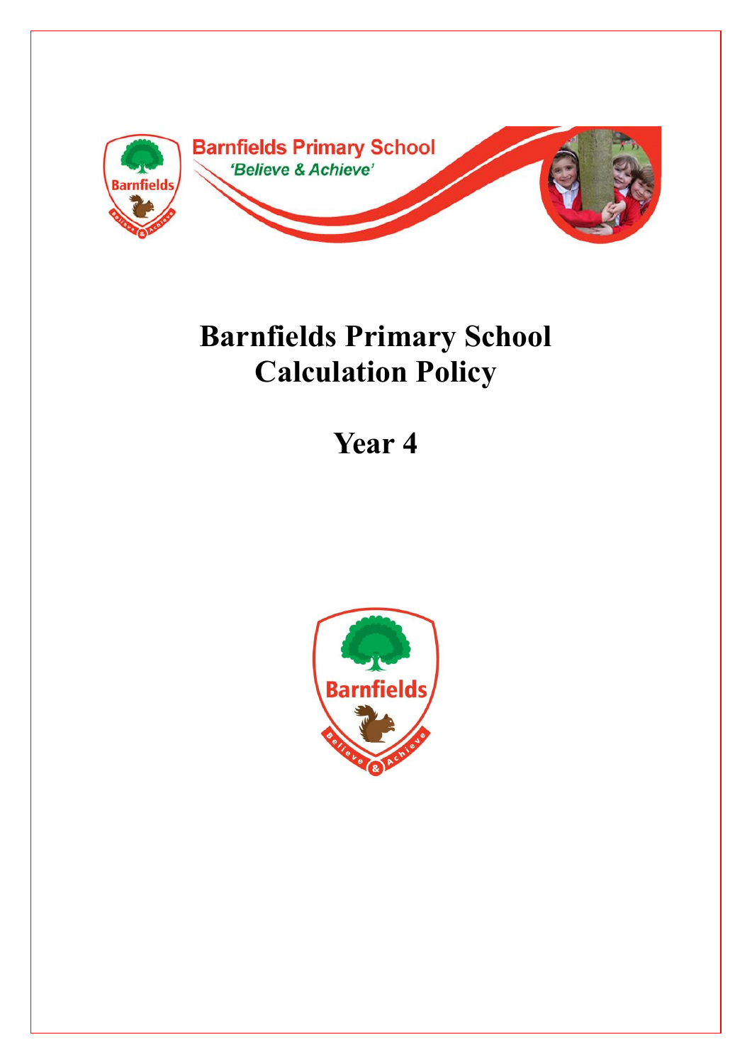Barnfields Primary School

*'Believe & Achieve'*

# Barnfields Primary School Calculation Policy

# Year 4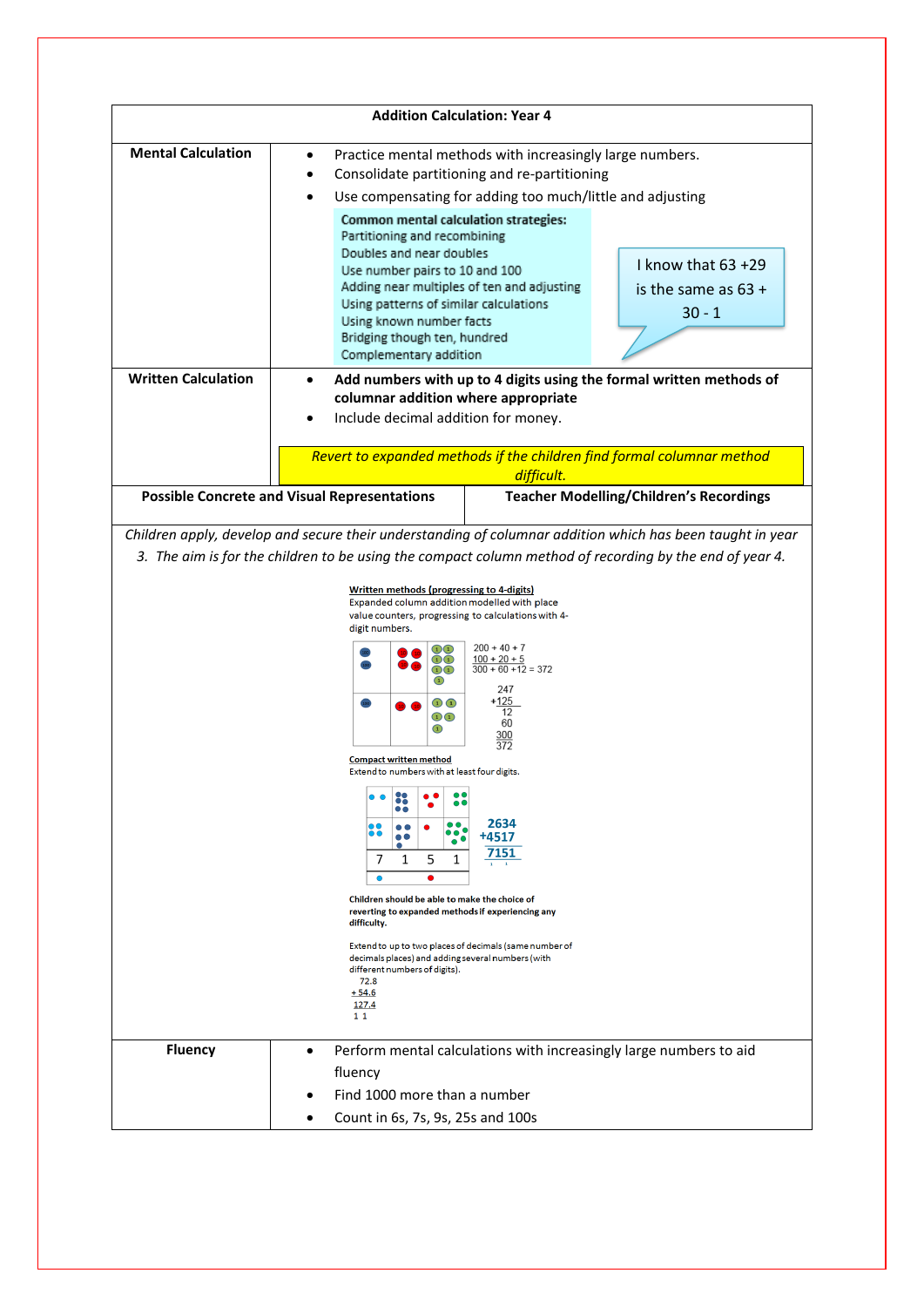## Addition Calculation: Year 4

| **Mental Calculation** | |
|---|---|
| | • Practice mental methods with increasingly large numbers.<br>• Consolidate partitioning and re-partitioning<br>• Use compensating for adding too much/little and adjusting<br><br>**Common mental calculation strategies:**<br>Partitioning and recombining<br>Doubles and near doubles<br>Use number pairs to 10 and 100<br>Adding near multiples of ten and adjusting<br>Using patterns of similar calculations<br>Using known number facts<br>Bridging though ten, hundred<br>Complementary addition<br><br>I know that 63 +29 is the same as 63 + 30 - 1 |
| **Written Calculation** | • **Add numbers with up to 4 digits using the formal written methods of columnar addition where appropriate**<br>• Include decimal addition for money.<br><br>*Revert to expanded methods if the children find formal columnar method difficult.* |

| **Possible Concrete and Visual Representations** | **Teacher Modelling/Children's Recordings** |
|---|---|

*Children apply, develop and secure their understanding of columnar addition which has been taught in year 3. The aim is for the children to be using the compact column method of recording by the end of year 4.*

**Written methods (progressing to 4-digits)**

Expanded column addition modelled with place value counters, progressing to calculations with 4-digit numbers.

```
200 + 40 + 7
100 + 20 + 5
300 + 60 +12 = 372

 247
+125
  12
  60
 300
 372
```

**Compact written method**

Extend to numbers with at least four digits.

```
 2634
+4517
 7151
  1 1
```

7 1 5 1

**Children should be able to make the choice of reverting to expanded methods if experiencing any difficulty.**

Extend to up to two places of decimals (same number of decimals places) and adding several numbers (with different numbers of digits).

```
  72.8
 +54.6
 127.4
  1 1
```

| **Fluency** | • Perform mental calculations with increasingly large numbers to aid fluency<br>• Find 1000 more than a number<br>• Count in 6s, 7s, 9s, 25s and 100s |
|---|---|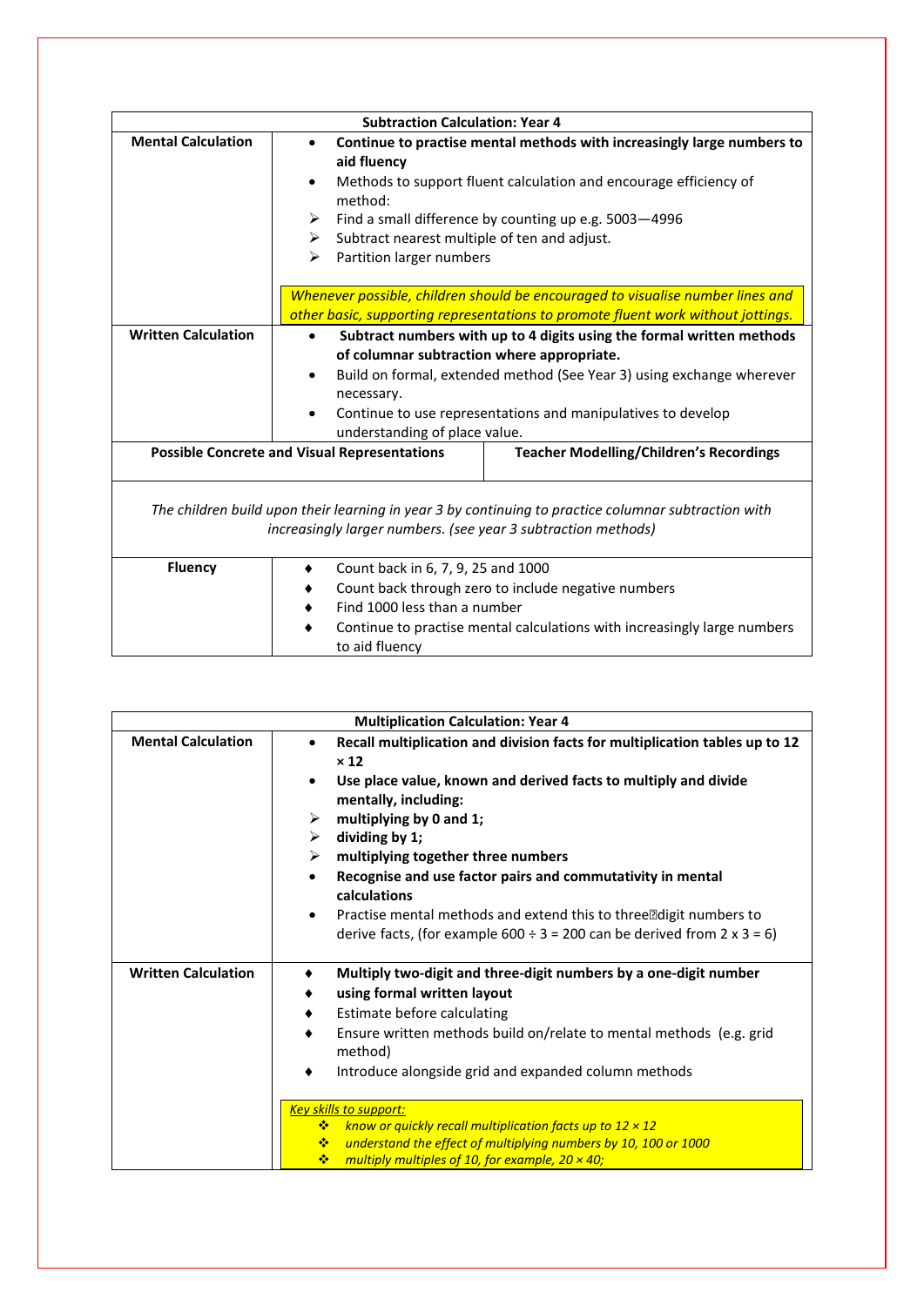| Subtraction Calculation: Year 4 | |
|---|---|
| **Mental Calculation** | • **Continue to practise mental methods with increasingly large numbers to aid fluency**<br>• Methods to support fluent calculation and encourage efficiency of method:<br>➢ Find a small difference by counting up e.g. 5003—4996<br>➢ Subtract nearest multiple of ten and adjust.<br>➢ Partition larger numbers<br><br>*Whenever possible, children should be encouraged to visualise number lines and other basic, supporting representations to promote fluent work without jottings.* |
| **Written Calculation** | • **Subtract numbers with up to 4 digits using the formal written methods of columnar subtraction where appropriate.**<br>• Build on formal, extended method (See Year 3) using exchange wherever necessary.<br>• Continue to use representations and manipulatives to develop understanding of place value. |
| **Possible Concrete and Visual Representations** | **Teacher Modelling/Children's Recordings** |
| *The children build upon their learning in year 3 by continuing to practice columnar subtraction with increasingly larger numbers. (see year 3 subtraction methods)* | |
| **Fluency** | ♦ Count back in 6, 7, 9, 25 and 1000<br>♦ Count back through zero to include negative numbers<br>♦ Find 1000 less than a number<br>♦ Continue to practise mental calculations with increasingly large numbers to aid fluency |

| Multiplication Calculation: Year 4 | |
|---|---|
| **Mental Calculation** | • **Recall multiplication and division facts for multiplication tables up to 12 × 12**<br>• **Use place value, known and derived facts to multiply and divide mentally, including:**<br>➢ **multiplying by 0 and 1;**<br>➢ **dividing by 1;**<br>➢ **multiplying together three numbers**<br>• **Recognise and use factor pairs and commutativity in mental calculations**<br>• Practise mental methods and extend this to three-digit numbers to derive facts, (for example 600 ÷ 3 = 200 can be derived from 2 x 3 = 6) |
| **Written Calculation** | ♦ **Multiply two-digit and three-digit numbers by a one-digit number**<br>♦ **using formal written layout**<br>♦ Estimate before calculating<br>♦ Ensure written methods build on/relate to mental methods (e.g. grid method)<br>♦ Introduce alongside grid and expanded column methods<br><br>*Key skills to support:*<br>❖ *know or quickly recall multiplication facts up to 12 × 12*<br>❖ *understand the effect of multiplying numbers by 10, 100 or 1000*<br>❖ *multiply multiples of 10, for example, 20 × 40;* |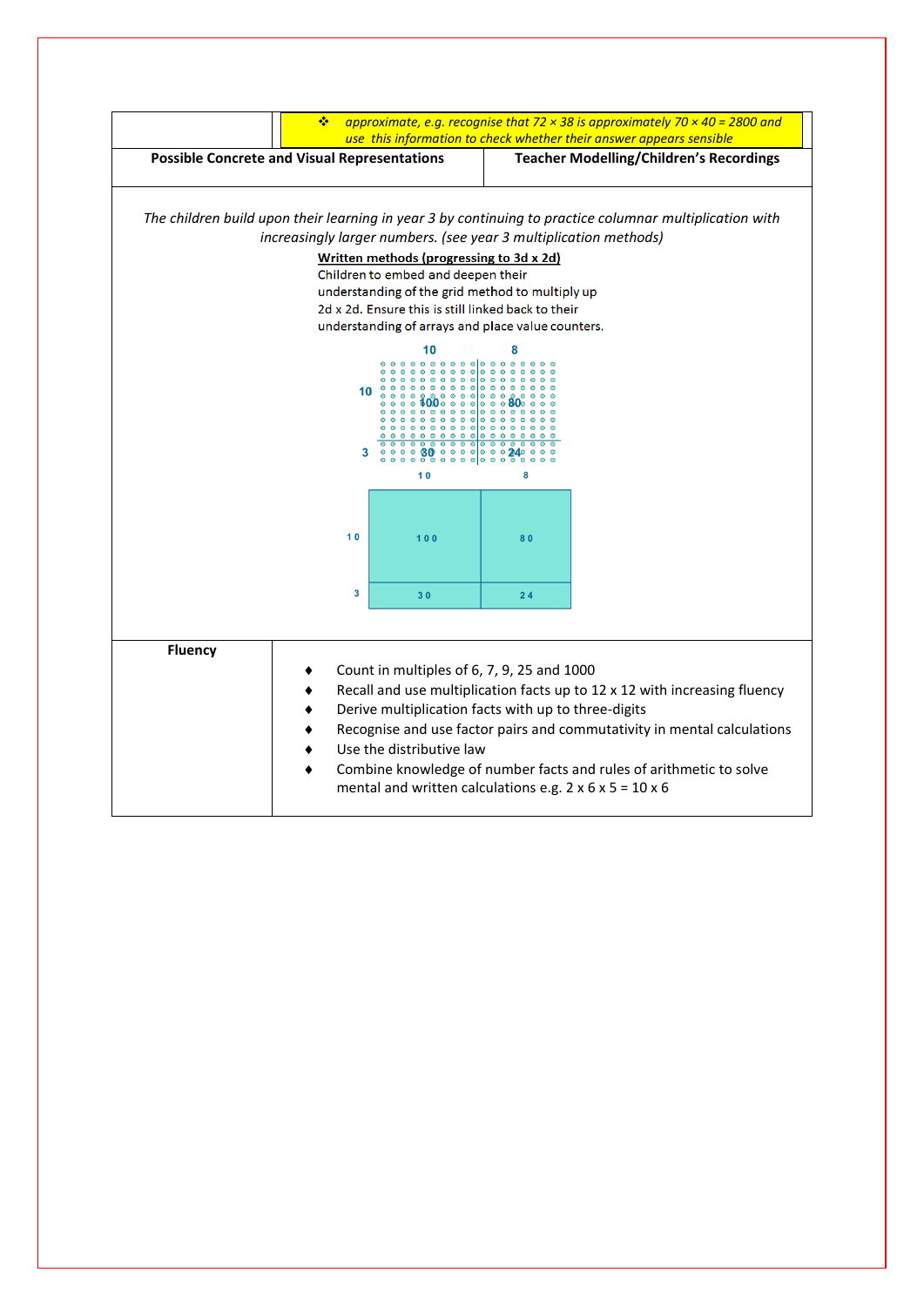| | ❖ *approximate, e.g. recognise that 72 × 38 is approximately 70 × 40 = 2800 and use this information to check whether their answer appears sensible* |
|---|---|

| **Possible Concrete and Visual Representations** | **Teacher Modelling/Children's Recordings** |
|---|---|

*The children build upon their learning in year 3 by continuing to practice columnar multiplication with increasingly larger numbers. (see year 3 multiplication methods)*

**Written methods (progressing to 3d x 2d)**

Children to embed and deepen their understanding of the grid method to multiply up 2d x 2d. Ensure this is still linked back to their understanding of arrays and place value counters.

| | 10 | 8 |
|---|---|---|
| 10 | 100 | 80 |
| 3 | 30 | 24 |

| | 10 | 8 |
|---|---|---|
| 10 | 100 | 80 |
| 3 | 30 | 24 |

| **Fluency** | |
|---|---|
| | ♦ Count in multiples of 6, 7, 9, 25 and 1000<br>♦ Recall and use multiplication facts up to 12 x 12 with increasing fluency<br>♦ Derive multiplication facts with up to three-digits<br>♦ Recognise and use factor pairs and commutativity in mental calculations<br>♦ Use the distributive law<br>♦ Combine knowledge of number facts and rules of arithmetic to solve mental and written calculations e.g. 2 x 6 x 5 = 10 x 6 |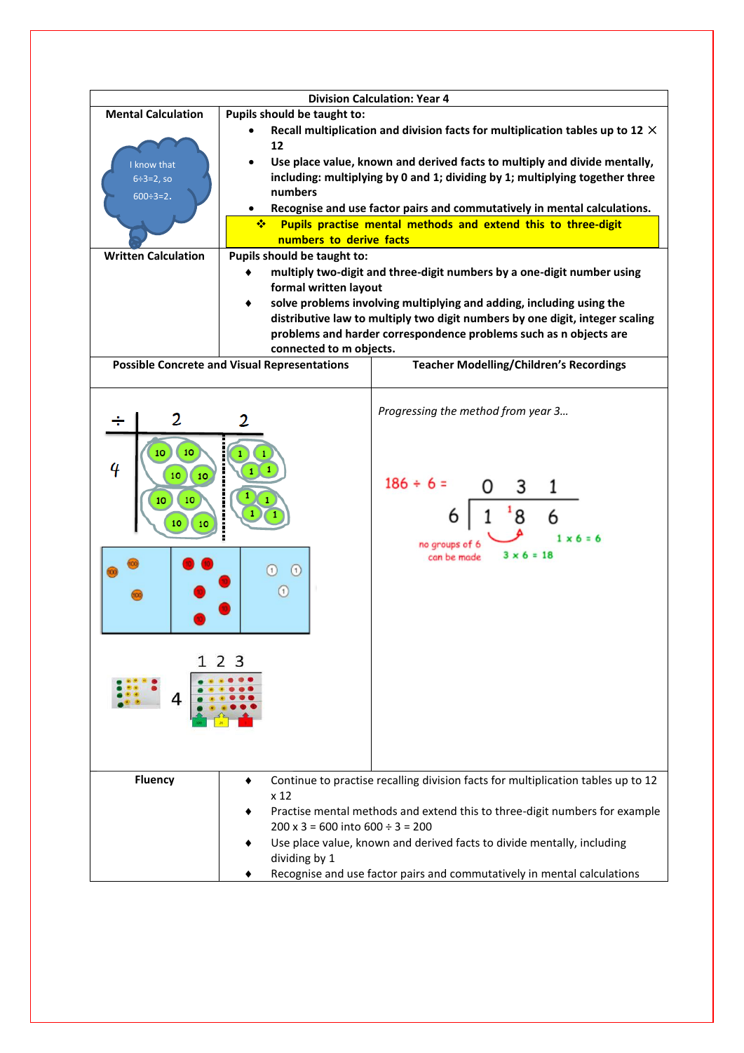| Division Calculation: Year 4 | |
|---|---|
| **Mental Calculation**<br><br>I know that 6÷3=2, so 600÷3=2. | **Pupils should be taught to:**<br>• **Recall multiplication and division facts for multiplication tables up to 12 × 12**<br>• **Use place value, known and derived facts to multiply and divide mentally, including: multiplying by 0 and 1; dividing by 1; multiplying together three numbers**<br>• **Recognise and use factor pairs and commutatively in mental calculations.**<br>❖ **Pupils practise mental methods and extend this to three-digit numbers to derive facts** |
| **Written Calculation** | **Pupils should be taught to:**<br>♦ **multiply two-digit and three-digit numbers by a one-digit number using formal written layout**<br>♦ **solve problems involving multiplying and adding, including using the distributive law to multiply two digit numbers by one digit, integer scaling problems and harder correspondence problems such as n objects are connected to m objects.** |

| **Possible Concrete and Visual Representations** | **Teacher Modelling/Children's Recordings** |
|---|---|
| ÷ 2 2<br>4<br>10 10 10 10 10 10 10 10 / 1 1 1 1 1 1 1 1<br><br>100 100 100 / 10 10 10 10 10 10 10 / 1 1 1<br><br>1 2 3<br>4 | *Progressing the method from year 3…*<br><br>186 ÷ 6 =<br>0 3 1<br>6 ) 1 [1]8 6<br>no groups of 6 can be made<br>3 x 6 = 18<br>1 x 6 = 6 |

| | |
|---|---|
| **Fluency** | ♦ Continue to practise recalling division facts for multiplication tables up to 12 x 12<br>♦ Practise mental methods and extend this to three-digit numbers for example 200 x 3 = 600 into 600 ÷ 3 = 200<br>♦ Use place value, known and derived facts to divide mentally, including dividing by 1<br>♦ Recognise and use factor pairs and commutatively in mental calculations |